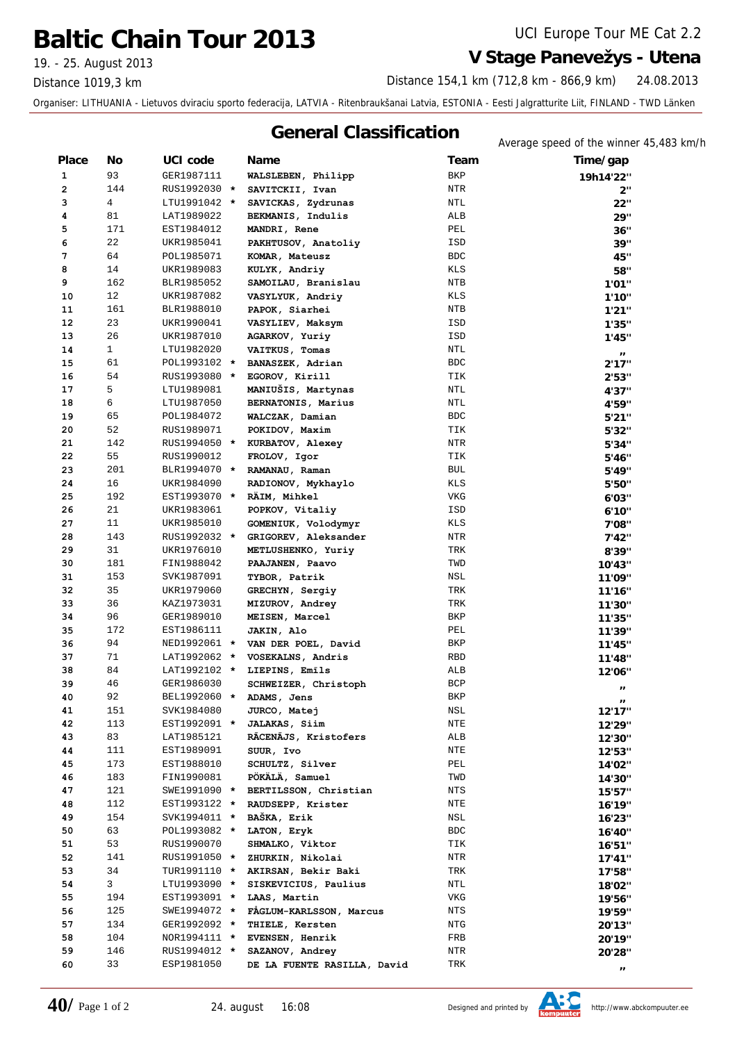# Baltic Chain Tour 2013

19. - 25. August 2013

Distance 1019,3 km

UCI Europe Tour ME Cat 2.2

## V Stage Panevežys - Utena

Distance 154,1 km (712,8 km - 866,9 km) 24.08.2013

Organiser: LITHUANIA - Lietuvos dviraciu sporto federacija, LATVIA - Ritenbraukšanai Latvia, ESTONIA - Eesti Jalgratturite Liit, FINLAND - TWD Länken

## General Classification

Average speed of the winner 45,483 km/h

| Place | No | UCI code | | Name | Team | Time/gap |
|---|---|---|---|---|---|---|
| 1 | 93 | GER1987111 | | WALSLEBEN, Philipp | BKP | 19h14'22" |
| 2 | 144 | RUS1992030 | * | SAVITCKII, Ivan | NTR | 2" |
| 3 | 4 | LTU1991042 | * | SAVICKAS, Zydrunas | NTL | 22" |
| 4 | 81 | LAT1989022 | | BEKMANIS, Indulis | ALB | 29" |
| 5 | 171 | EST1984012 | | MANDRI, Rene | PEL | 36" |
| 6 | 22 | UKR1985041 | | PAKHTUSOV, Anatoliy | ISD | 39" |
| 7 | 64 | POL1985071 | | KOMAR, Mateusz | BDC | 45" |
| 8 | 14 | UKR1989083 | | KULYK, Andriy | KLS | 58" |
| 9 | 162 | BLR1985052 | | SAMOILAU, Branislau | NTB | 1'01" |
| 10 | 12 | UKR1987082 | | VASYLYUK, Andriy | KLS | 1'10" |
| 11 | 161 | BLR1988010 | | PAPOK, Siarhei | NTB | 1'21" |
| 12 | 23 | UKR1990041 | | VASYLIEV, Maksym | ISD | 1'35" |
| 13 | 26 | UKR1987010 | | AGARKOV, Yuriy | ISD | 1'45" |
| 14 | 1 | LTU1982020 | | VAITKUS, Tomas | NTL | " |
| 15 | 61 | POL1993102 | * | BANASZEK, Adrian | BDC | 2'17" |
| 16 | 54 | RUS1993080 | * | EGOROV, Kirill | TIK | 2'53" |
| 17 | 5 | LTU1989081 | | MANIUŠIS, Martynas | NTL | 4'37" |
| 18 | 6 | LTU1987050 | | BERNATONIS, Marius | NTL | 4'59" |
| 19 | 65 | POL1984072 | | WALCZAK, Damian | BDC | 5'21" |
| 20 | 52 | RUS1989071 | | POKIDOV, Maxim | TIK | 5'32" |
| 21 | 142 | RUS1994050 | * | KURBATOV, Alexey | NTR | 5'34" |
| 22 | 55 | RUS1990012 | | FROLOV, Igor | TIK | 5'46" |
| 23 | 201 | BLR1994070 | * | RAMANAU, Raman | BUL | 5'49" |
| 24 | 16 | UKR1984090 | | RADIONOV, Mykhaylo | KLS | 5'50" |
| 25 | 192 | EST1993070 | * | RÄIM, Mihkel | VKG | 6'03" |
| 26 | 21 | UKR1983061 | | POPKOV, Vitaliy | ISD | 6'10" |
| 27 | 11 | UKR1985010 | | GOMENIUK, Volodymyr | KLS | 7'08" |
| 28 | 143 | RUS1992032 | * | GRIGOREV, Aleksander | NTR | 7'42" |
| 29 | 31 | UKR1976010 | | METLUSHENKO, Yuriy | TRK | 8'39" |
| 30 | 181 | FIN1988042 | | PAAJANEN, Paavo | TWD | 10'43" |
| 31 | 153 | SVK1987091 | | TYBOR, Patrik | NSL | 11'09" |
| 32 | 35 | UKR1979060 | | GRECHYN, Sergiy | TRK | 11'16" |
| 33 | 36 | KAZ1973031 | | MIZUROV, Andrey | TRK | 11'30" |
| 34 | 96 | GER1989010 | | MEISEN, Marcel | BKP | 11'35" |
| 35 | 172 | EST1986111 | | JAKIN, Alo | PEL | 11'39" |
| 36 | 94 | NED1992061 | * | VAN DER POEL, David | BKP | 11'45" |
| 37 | 71 | LAT1992062 | * | VOSEKALNS, Andris | RBD | 11'48" |
| 38 | 84 | LAT1992102 | * | LIEPINS, Emīls | ALB | 12'06" |
| 39 | 46 | GER1986030 | | SCHWEIZER, Christoph | BCP | " |
| 40 | 92 | BEL1992060 | * | ADAMS, Jens | BKP | " |
| 41 | 151 | SVK1984080 | | JURCO, Matej | NSL | 12'17" |
| 42 | 113 | EST1992091 | * | JALAKAS, Siim | NTE | 12'29" |
| 43 | 83 | LAT1985121 | | RĀCENĀJS, Kristofers | ALB | 12'30" |
| 44 | 111 | EST1989091 | | SUUR, Ivo | NTE | 12'53" |
| 45 | 173 | EST1988010 | | SCHULTZ, Silver | PEL | 14'02" |
| 46 | 183 | FIN1990081 | | PÖKÄLÄ, Samuel | TWD | 14'30" |
| 47 | 121 | SWE1991090 | * | BERTILSSON, Christian | NTS | 15'57" |
| 48 | 112 | EST1993122 | * | RAUDSEPP, Krister | NTE | 16'19" |
| 49 | 154 | SVK1994011 | * | BAŠKA, Erik | NSL | 16'23" |
| 50 | 63 | POL1993082 | * | LATON, Eryk | BDC | 16'40" |
| 51 | 53 | RUS1990070 | | SHMALKO, Viktor | TIK | 16'51" |
| 52 | 141 | RUS1991050 | * | ZHURKIN, Nikolai | NTR | 17'41" |
| 53 | 34 | TUR1991110 | * | AKIRSAN, Bekir Baki | TRK | 17'58" |
| 54 | 3 | LTU1993090 | * | SISKEVICIUS, Paulius | NTL | 18'02" |
| 55 | 194 | EST1993091 | * | LAAS, Martin | VKG | 19'56" |
| 56 | 125 | SWE1994072 | * | FÅGLUM-KARLSSON, Marcus | NTS | 19'59" |
| 57 | 134 | GER1992092 | * | THIELE, Kersten | NTG | 20'13" |
| 58 | 104 | NOR1994111 | * | EVENSEN, Henrik | FRB | 20'19" |
| 59 | 146 | RUS1994012 | * | SAZANOV, Andrey | NTR | 20'28" |
| 60 | 33 | ESP1981050 | | DE LA FUENTE RASILLA, David | TRK | " |

24. august 16:08

Designed and printed by ABC kompuuter http://www.abckompuuter.ee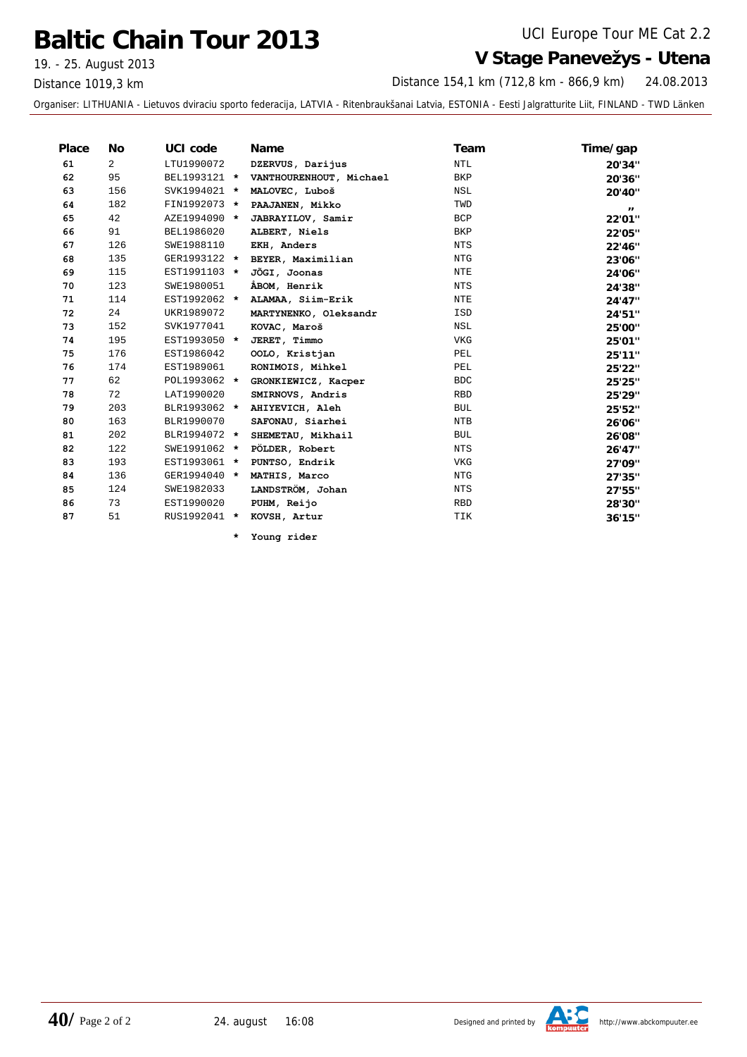# Baltic Chain Tour 2013

19. - 25. August 2013

Distance 1019,3 km

UCI Europe Tour ME Cat 2.2

## V Stage Panevežys - Utena

Distance 154,1 km (712,8 km - 866,9 km) 24.08.2013

Organiser: LITHUANIA - Lietuvos dviraciu sporto federacija, LATVIA - Ritenbraukšanai Latvia, ESTONIA - Eesti Jalgratturite Liit, FINLAND - TWD Länken

| Place | No | UCI code | | Name | Team | Time/gap |
|---|---|---|---|---|---|---|
| 61 | 2 | LTU1990072 | | DZERVUS, Darijus | NTL | 20'34'' |
| 62 | 95 | BEL1993121 | * | VANTHOURENHOUT, Michael | BKP | 20'36'' |
| 63 | 156 | SVK1994021 | * | MALOVEC, Luboš | NSL | 20'40'' |
| 64 | 182 | FIN1992073 | * | PAAJANEN, Mikko | TWD | " |
| 65 | 42 | AZE1994090 | * | JABRAYILOV, Samir | BCP | 22'01'' |
| 66 | 91 | BEL1986020 | | ALBERT, Niels | BKP | 22'05'' |
| 67 | 126 | SWE1988110 | | EKH, Anders | NTS | 22'46'' |
| 68 | 135 | GER1993122 | * | BEYER, Maximilian | NTG | 23'06'' |
| 69 | 115 | EST1991103 | * | JÕGI, Joonas | NTE | 24'06'' |
| 70 | 123 | SWE1980051 | | ÅBOM, Henrik | NTS | 24'38'' |
| 71 | 114 | EST1992062 | * | ALAMAA, Siim-Erik | NTE | 24'47'' |
| 72 | 24 | UKR1989072 | | MARTYNENKO, Oleksandr | ISD | 24'51'' |
| 73 | 152 | SVK1977041 | | KOVAC, Maroš | NSL | 25'00'' |
| 74 | 195 | EST1993050 | * | JERET, Timmo | VKG | 25'01'' |
| 75 | 176 | EST1986042 | | OOLO, Kristjan | PEL | 25'11'' |
| 76 | 174 | EST1989061 | | RONIMOIS, Mihkel | PEL | 25'22'' |
| 77 | 62 | POL1993062 | * | GRONKIEWICZ, Kacper | BDC | 25'25'' |
| 78 | 72 | LAT1990020 | | SMIRNOVS, Andris | RBD | 25'29'' |
| 79 | 203 | BLR1993062 | * | AHIYEVICH, Aleh | BUL | 25'52'' |
| 80 | 163 | BLR1990070 | | SAFONAU, Siarhei | NTB | 26'06'' |
| 81 | 202 | BLR1994072 | * | SHEMETAU, Mikhail | BUL | 26'08'' |
| 82 | 122 | SWE1991062 | * | PÖLDER, Robert | NTS | 26'47'' |
| 83 | 193 | EST1993061 | * | PUNTSO, Endrik | VKG | 27'09'' |
| 84 | 136 | GER1994040 | * | MATHIS, Marco | NTG | 27'35'' |
| 85 | 124 | SWE1982033 | | LANDSTRÖM, Johan | NTS | 27'55'' |
| 86 | 73 | EST1990020 | | PUHM, Reijo | RBD | 28'30'' |
| 87 | 51 | RUS1992041 | * | KOVSH, Artur | TIK | 36'15'' |

\* Young rider

24. august 16:08

Designed and printed by ABC kompuuter http://www.abckompuuter.ee